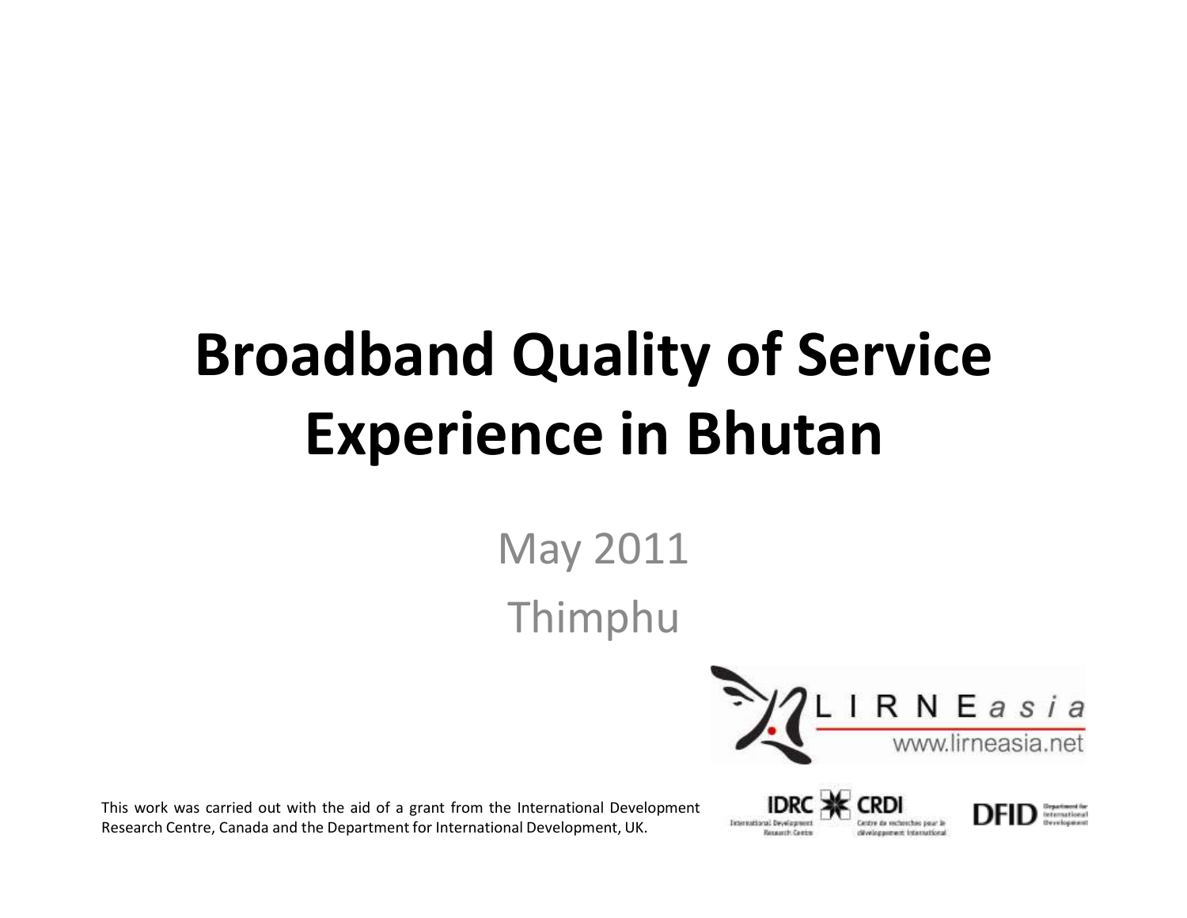# Broadband Quality of Service Experience in Bhutan

May 2011

Thimphu

LIRNEasia
www.lirneasia.net

This work was carried out with the aid of a grant from the International Development Research Centre, Canada and the Department for International Development, UK.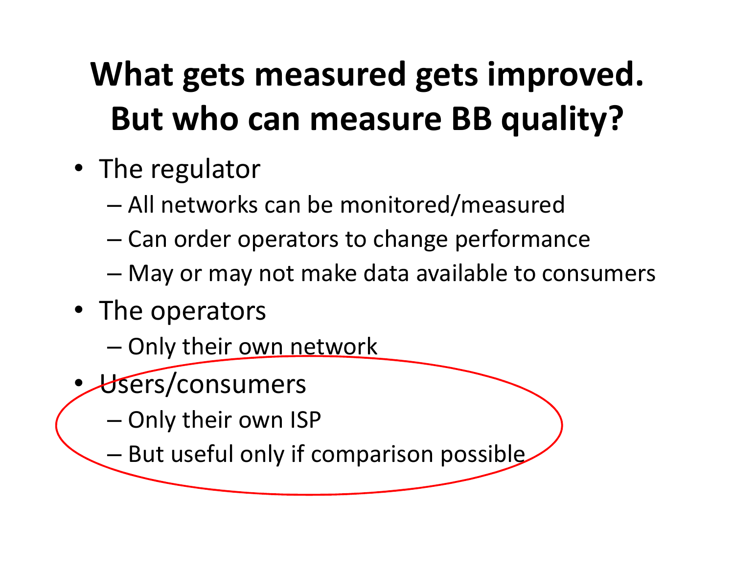# What gets measured gets improved. But who can measure BB quality?

- The regulator
  - All networks can be monitored/measured
  - Can order operators to change performance
  - May or may not make data available to consumers
- The operators
  - Only their own network
- Users/consumers
  - Only their own ISP
  - But useful only if comparison possible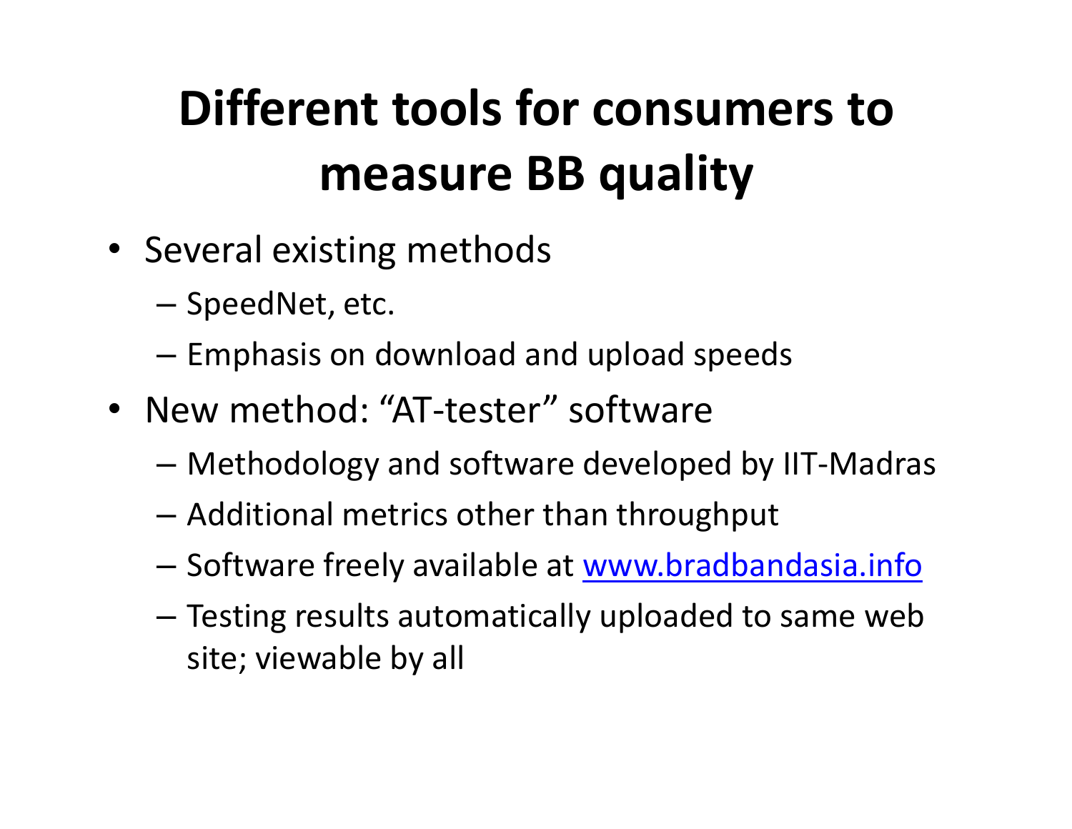# Different tools for consumers to measure BB quality

- Several existing methods
  - SpeedNet, etc.
  - Emphasis on download and upload speeds
- New method: “AT-tester” software
  - Methodology and software developed by IIT-Madras
  - Additional metrics other than throughput
  - Software freely available at www.bradbandasia.info
  - Testing results automatically uploaded to same web site; viewable by all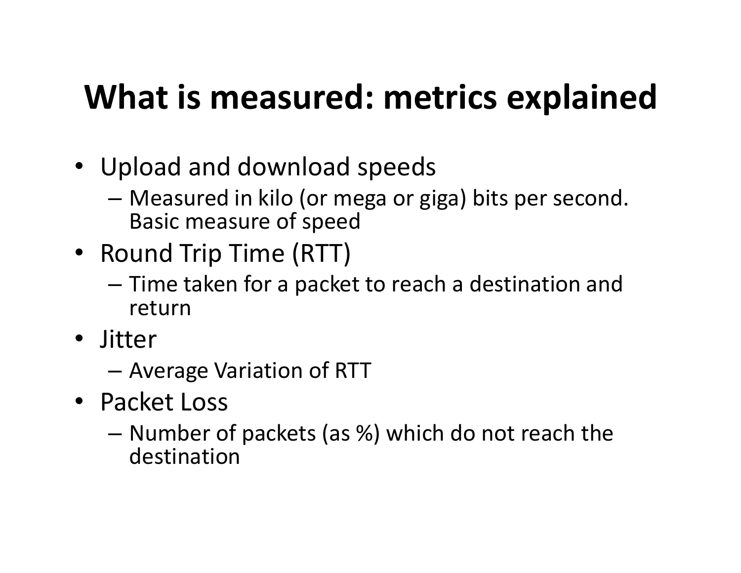# What is measured: metrics explained

- Upload and download speeds
  - Measured in kilo (or mega or giga) bits per second. Basic measure of speed
- Round Trip Time (RTT)
  - Time taken for a packet to reach a destination and return
- Jitter
  - Average Variation of RTT
- Packet Loss
  - Number of packets (as %) which do not reach the destination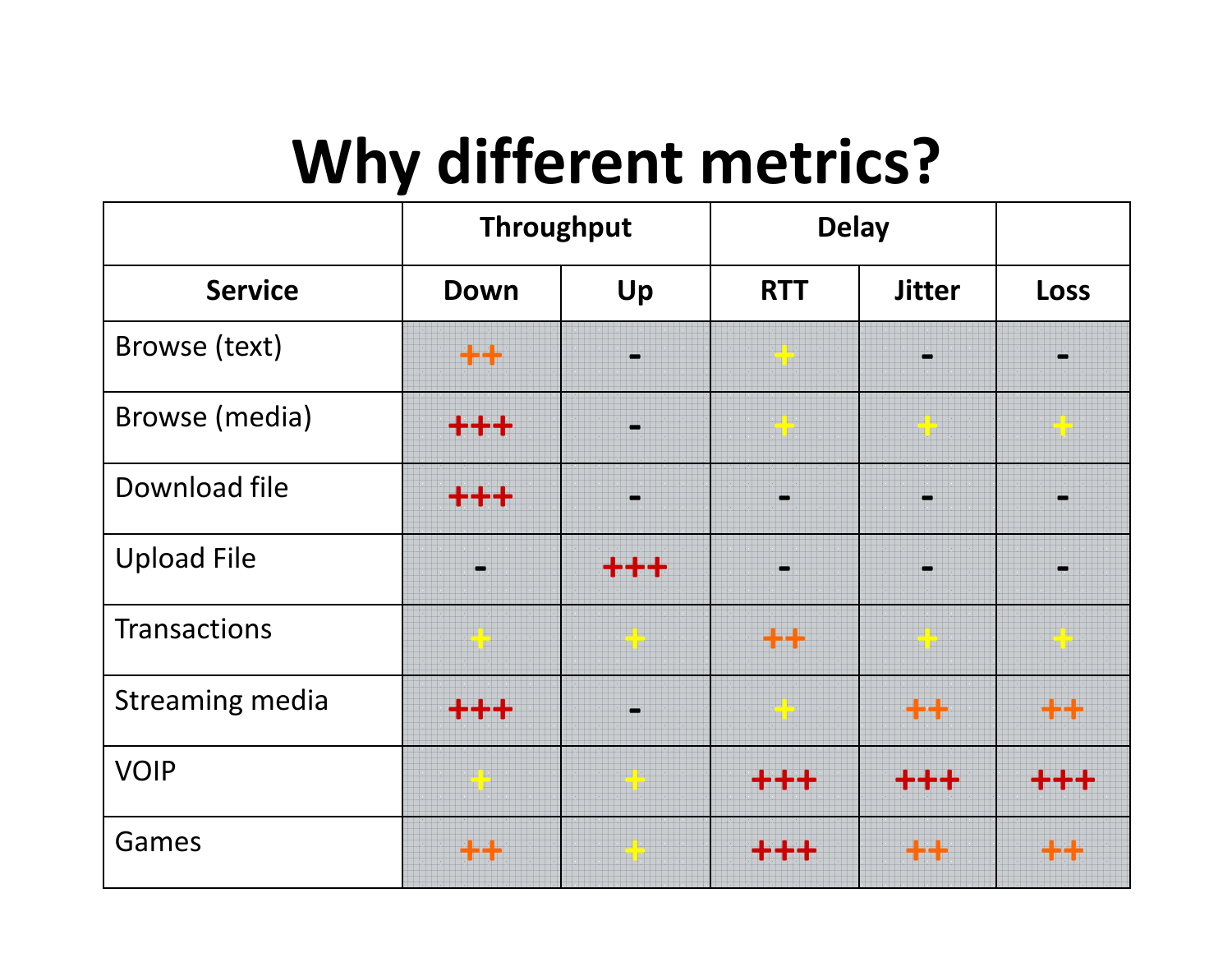# Why different metrics?

| | Throughput | | Delay | | |
|---|---|---|---|---|---|
| **Service** | **Down** | **Up** | **RTT** | **Jitter** | **Loss** |
| Browse (text) | ++ | - | + | - | - |
| Browse (media) | +++ | - | + | + | + |
| Download file | +++ | - | - | - | - |
| Upload File | - | +++ | - | - | - |
| Transactions | + | + | ++ | + | + |
| Streaming media | +++ | - | + | ++ | ++ |
| VOIP | + | + | +++ | +++ | +++ |
| Games | ++ | + | +++ | ++ | ++ |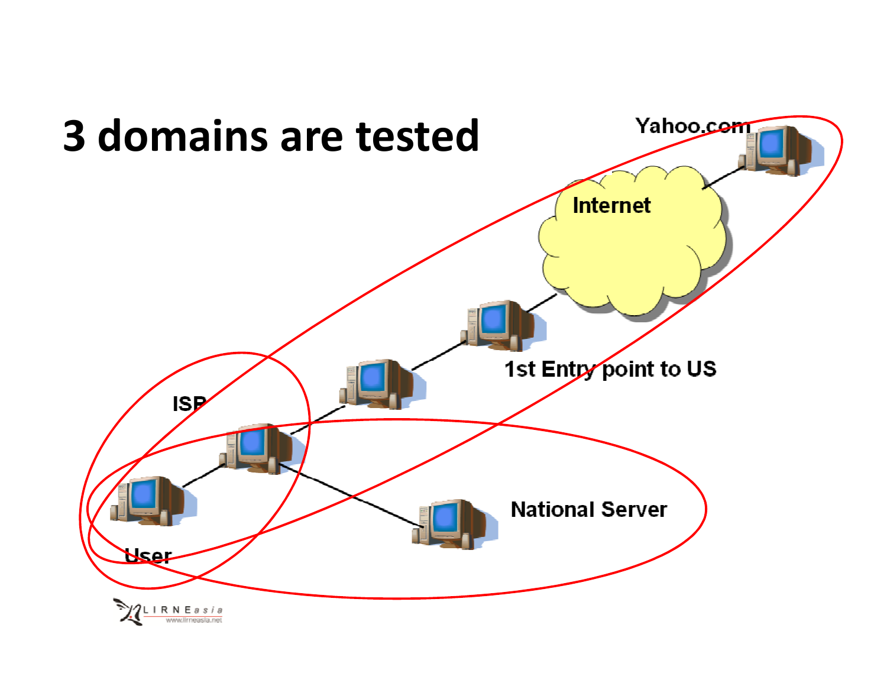# 3 domains are tested

Yahoo.com

Internet

1st Entry point to US

ISP

National Server

User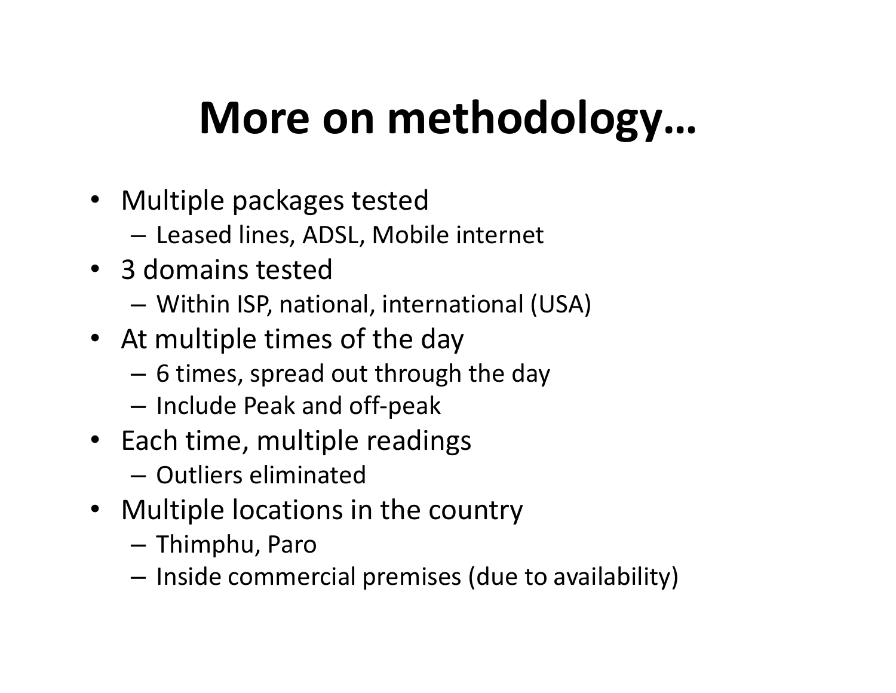# More on methodology…

- Multiple packages tested
  - Leased lines, ADSL, Mobile internet
- 3 domains tested
  - Within ISP, national, international (USA)
- At multiple times of the day
  - 6 times, spread out through the day
  - Include Peak and off-peak
- Each time, multiple readings
  - Outliers eliminated
- Multiple locations in the country
  - Thimphu, Paro
  - Inside commercial premises (due to availability)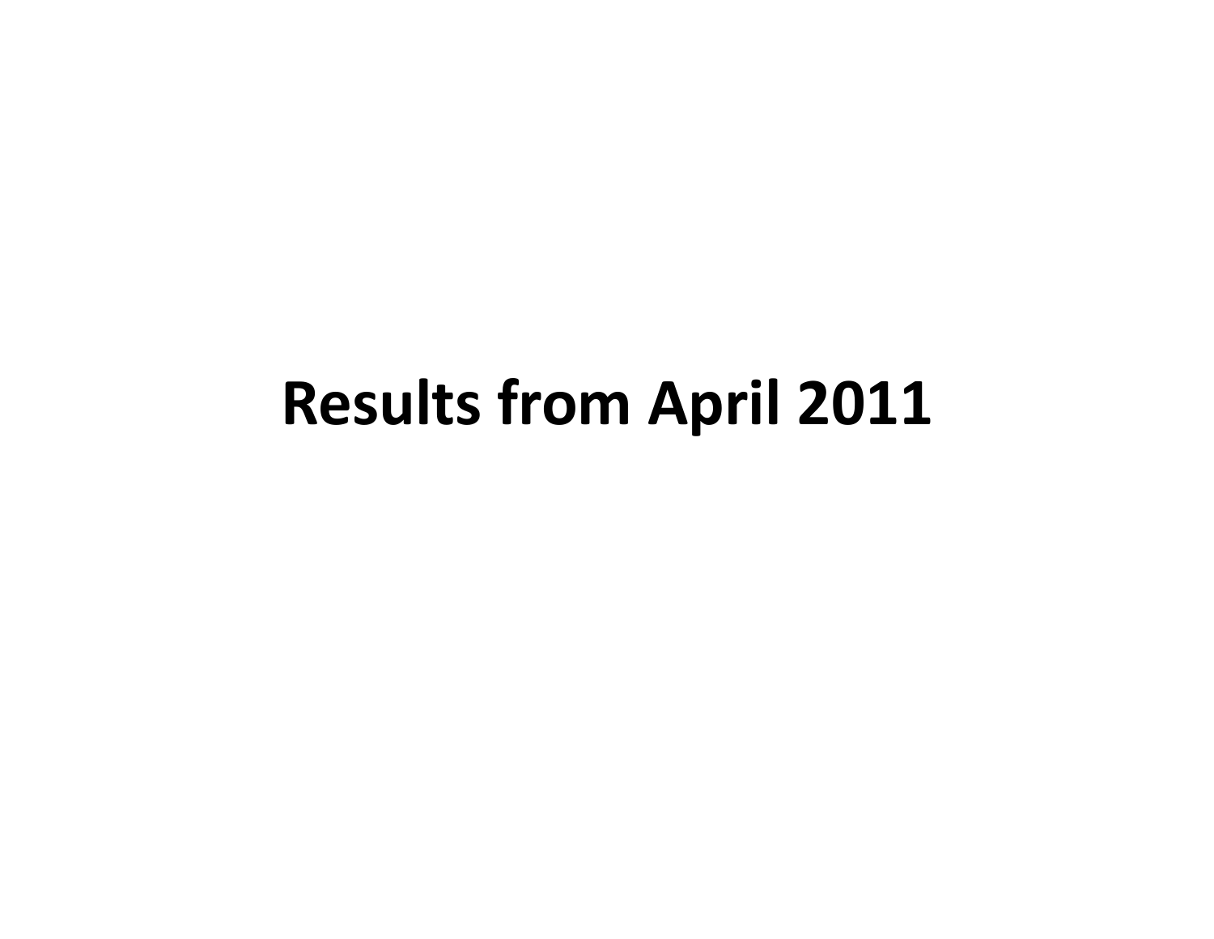# Results from April 2011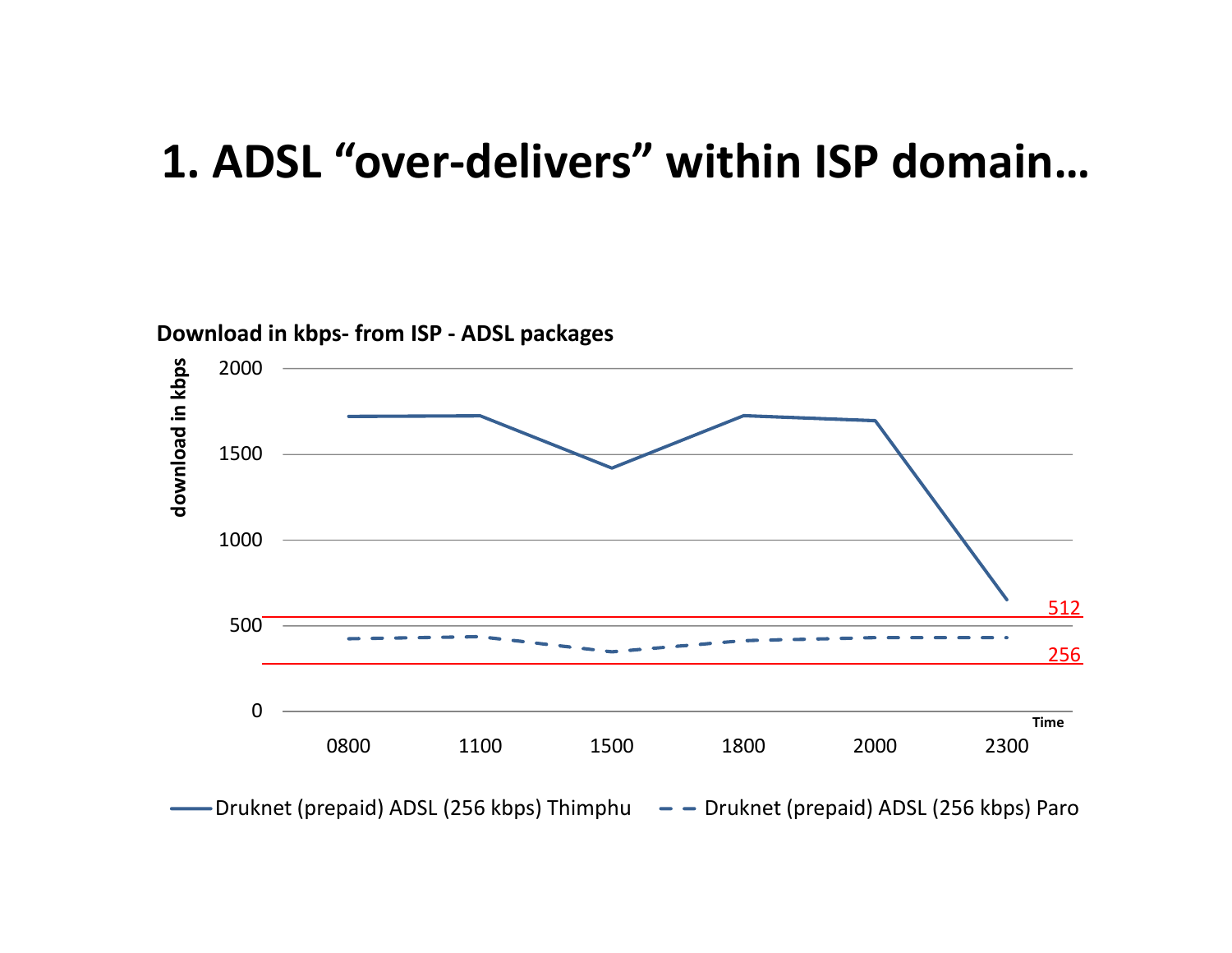# 1. ADSL "over-delivers" within ISP domain…

**Download in kbps- from ISP - ADSL packages**

download in kbps

2000

1500

1000

512

500

256

0

Time

0800 1100 1500 1800 2000 2300

Druknet (prepaid) ADSL (256 kbps) Thimphu

Druknet (prepaid) ADSL (256 kbps) Paro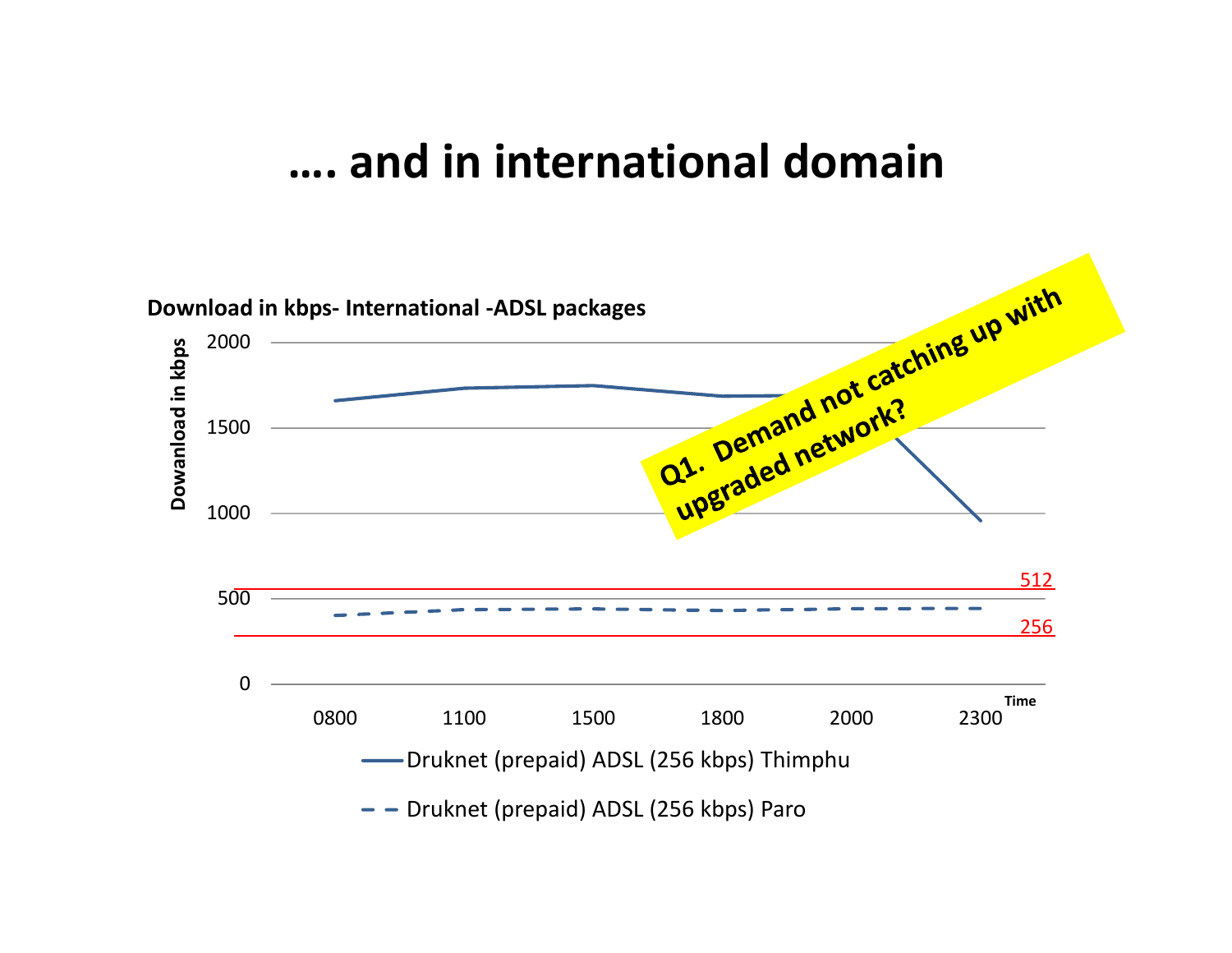# …. and in international domain

**Download in kbps- International -ADSL packages**

Dowanload in kbps

2000

1500

1000

500

0

0800 1100 1500 1800 2000 2300

Time

512

256

— Druknet (prepaid) ADSL (256 kbps) Thimphu

– – Druknet (prepaid) ADSL (256 kbps) Paro

**Q1. Demand not catching up with upgraded network?**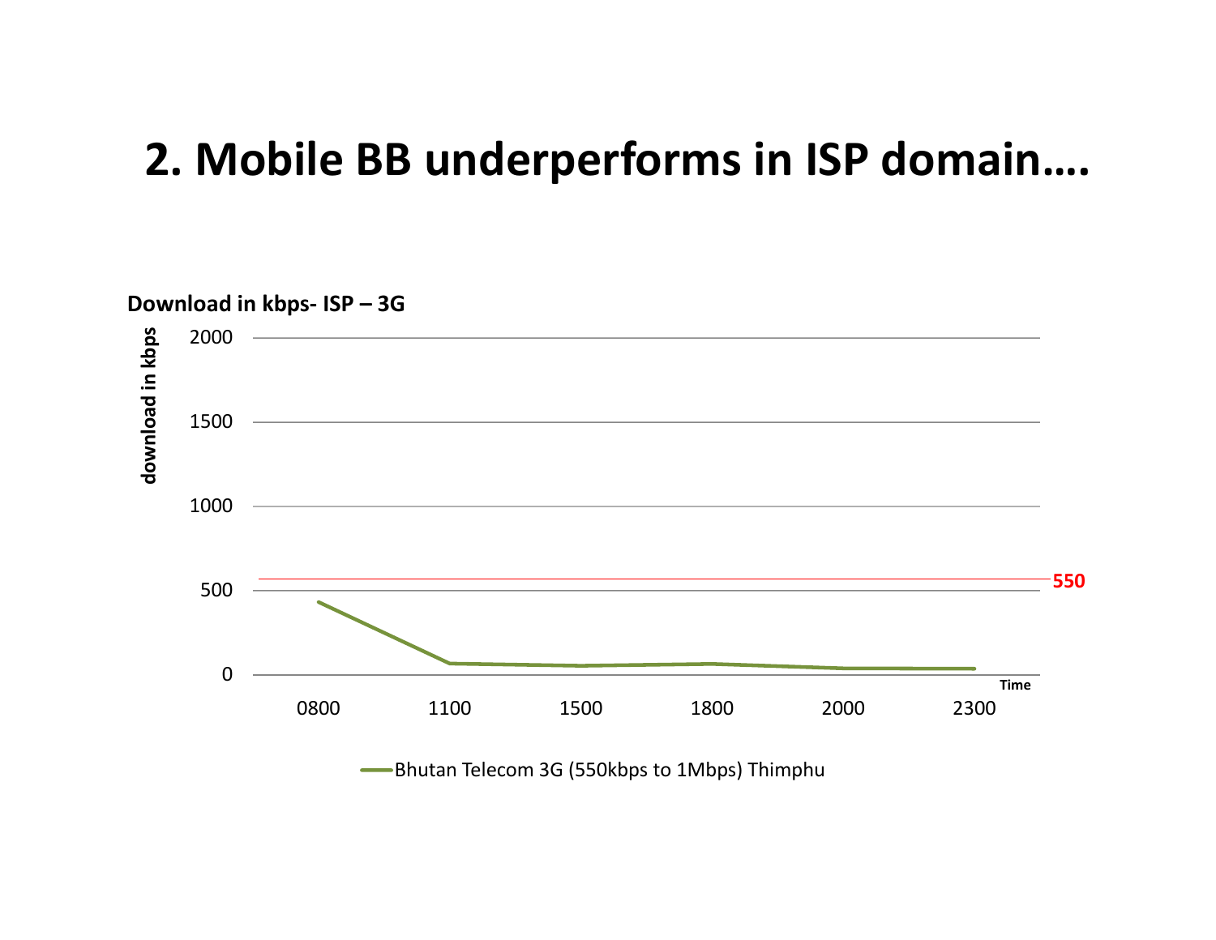# 2. Mobile BB underperforms in ISP domain….

**Download in kbps- ISP – 3G**

download in kbps

2000

1500

1000

550

500

0

0800 1100 1500 1800 2000 2300

Time

Bhutan Telecom 3G (550kbps to 1Mbps) Thimphu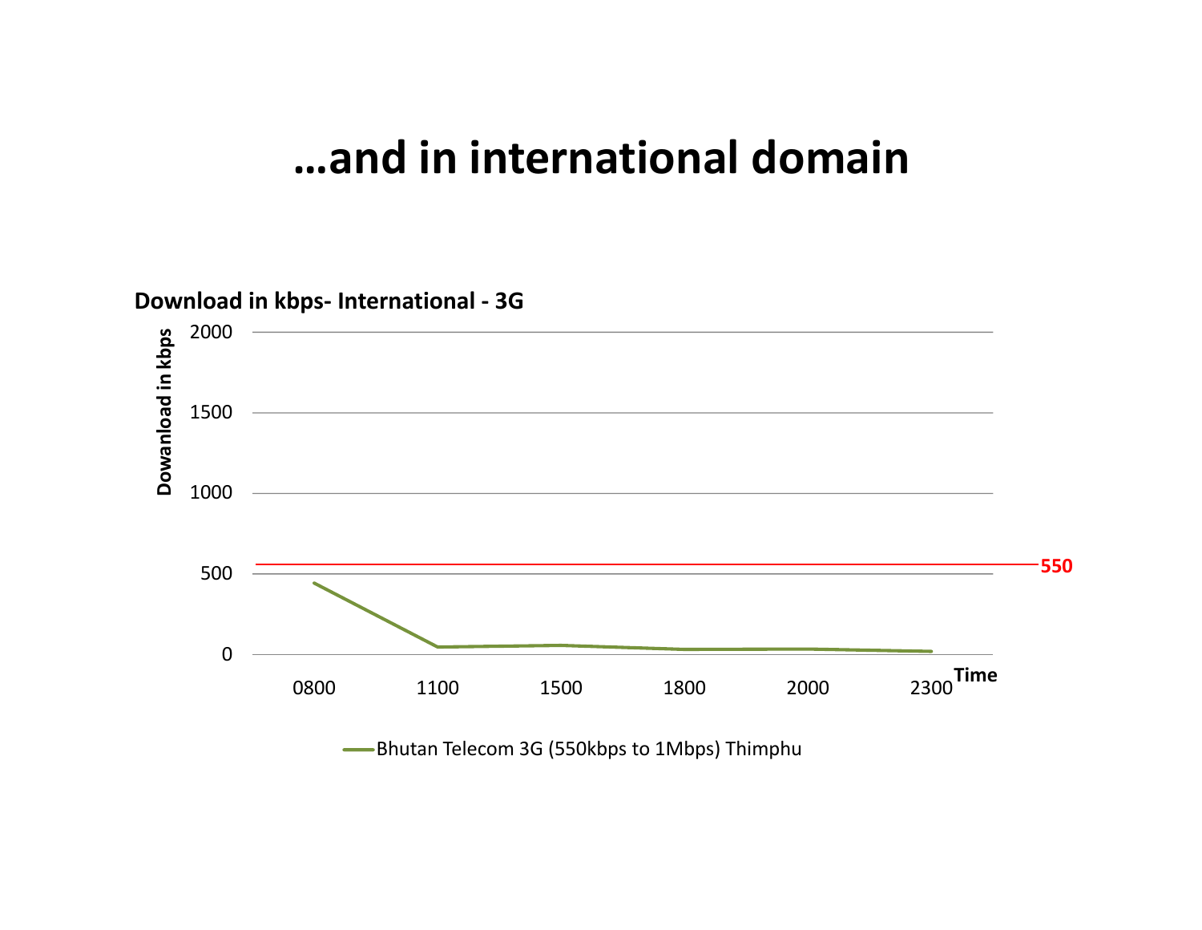# …and in international domain

**Download in kbps- International - 3G**

Dowanload in kbps

2000

1500

1000

500

0

550

0800 1100 1500 1800 2000 2300

Time

Bhutan Telecom 3G (550kbps to 1Mbps) Thimphu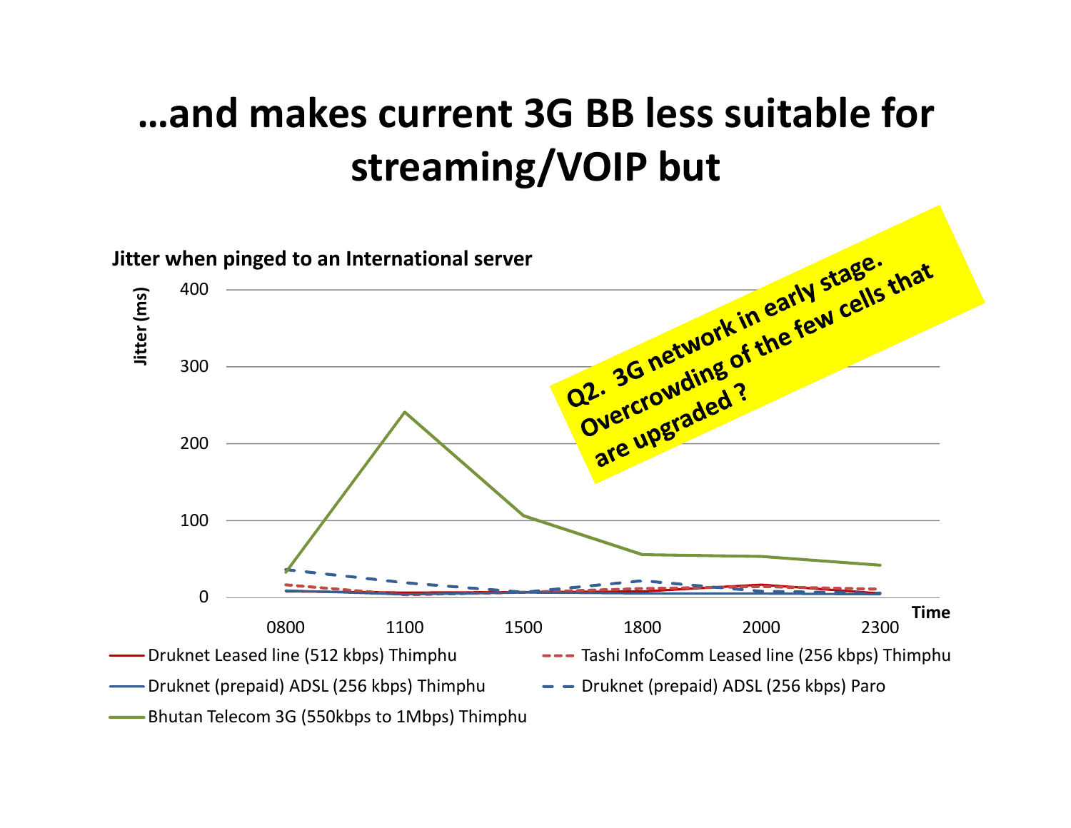# …and makes current 3G BB less suitable for streaming/VOIP but

**Jitter when pinged to an International server**

Jitter (ms)

400

300

200

100

0

0800 1100 1500 1800 2000 2300

**Time**

- Druknet Leased line (512 kbps) Thimphu
- Tashi InfoComm Leased line (256 kbps) Thimphu
- Druknet (prepaid) ADSL (256 kbps) Thimphu
- Druknet (prepaid) ADSL (256 kbps) Paro
- Bhutan Telecom 3G (550kbps to 1Mbps) Thimphu

**Q2. 3G network in early stage. Overcrowding of the few cells that are upgraded ?**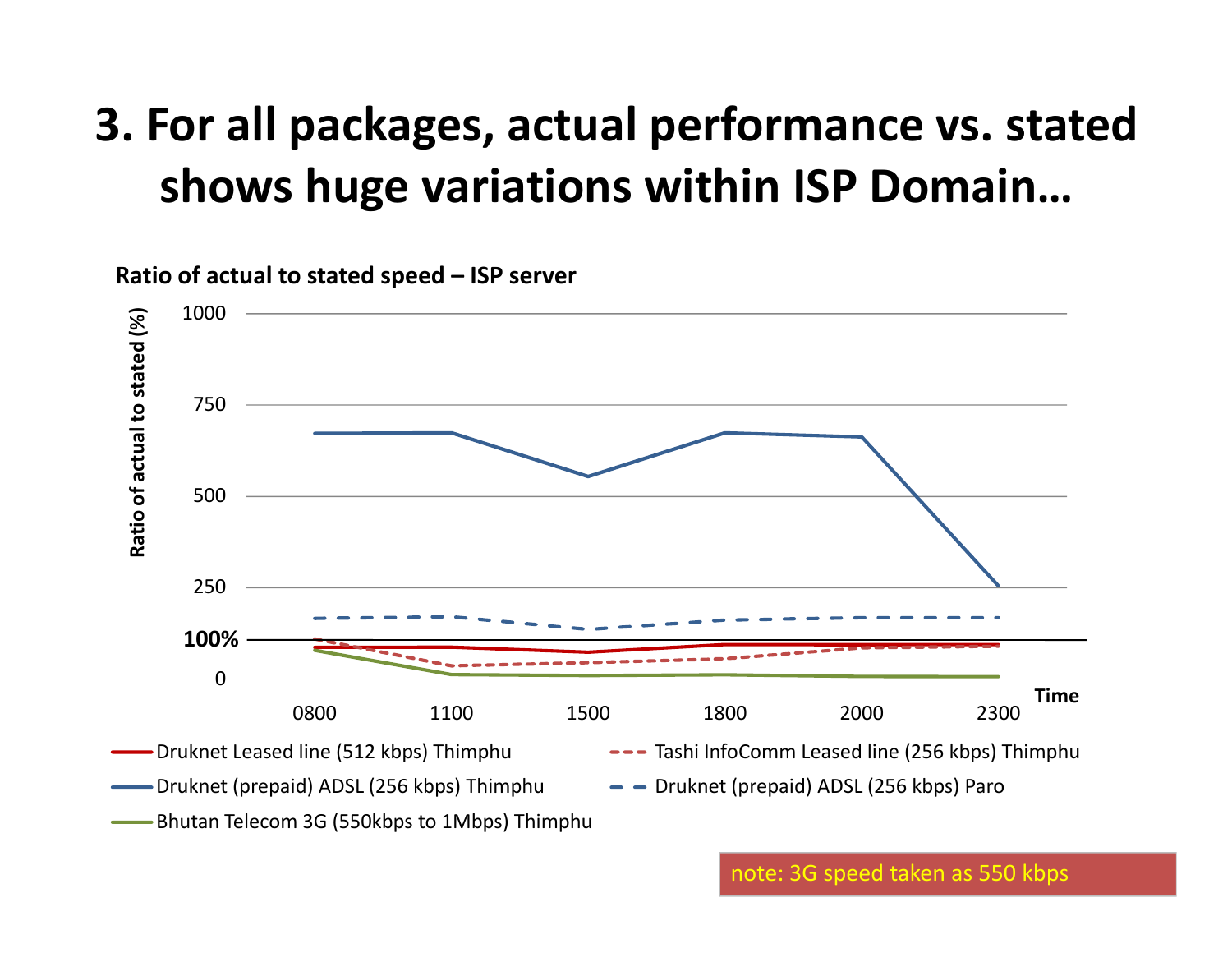# 3. For all packages, actual performance vs. stated shows huge variations within ISP Domain…

**Ratio of actual to stated speed – ISP server**

**Ratio of actual to stated (%)**

1000
750
500
250
**100%**
0

0800 1100 1500 1800 2000 2300 **Time**

- Druknet Leased line (512 kbps) Thimphu
- Tashi InfoComm Leased line (256 kbps) Thimphu
- Druknet (prepaid) ADSL (256 kbps) Thimphu
- Druknet (prepaid) ADSL (256 kbps) Paro
- Bhutan Telecom 3G (550kbps to 1Mbps) Thimphu

note: 3G speed taken as 550 kbps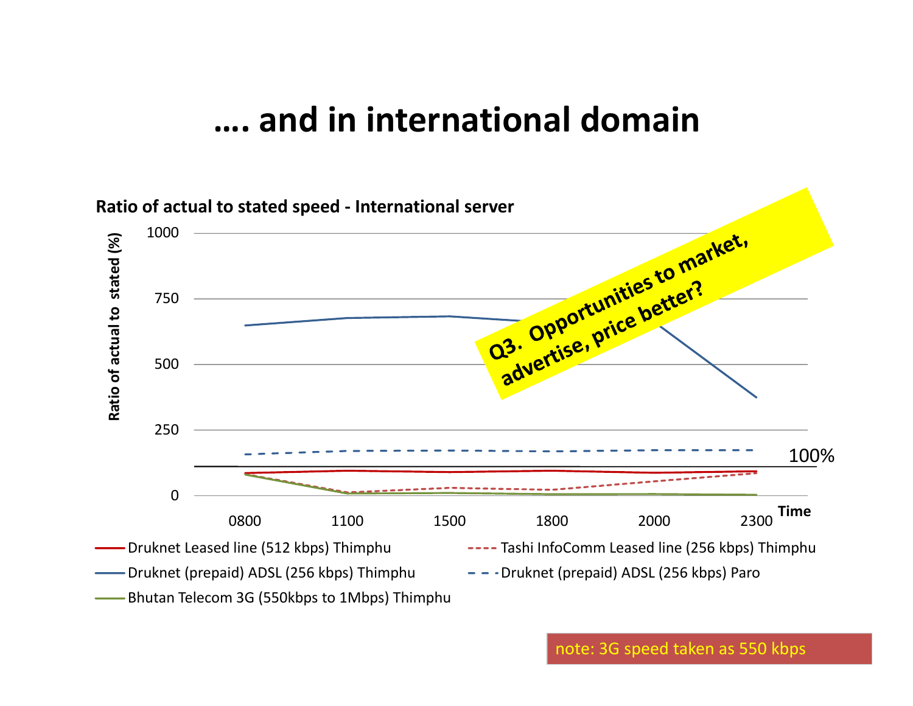# …. and in international domain

**Ratio of actual to stated speed - International server**

Ratio of actual to stated (%)

1000
750
500
250
0

0800 1100 1500 1800 2000 2300 **Time**

100%

Q3. Opportunities to market, advertise, price better?

Druknet Leased line (512 kbps) Thimphu
Tashi InfoComm Leased line (256 kbps) Thimphu
Druknet (prepaid) ADSL (256 kbps) Thimphu
Druknet (prepaid) ADSL (256 kbps) Paro
Bhutan Telecom 3G (550kbps to 1Mbps) Thimphu

note: 3G speed taken as 550 kbps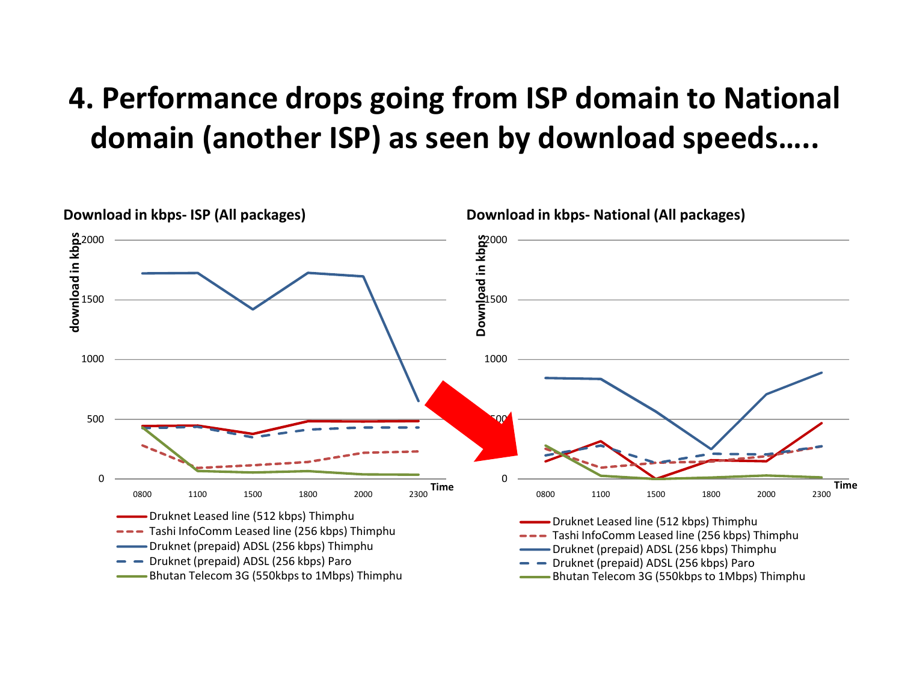# 4. Performance drops going from ISP domain to National domain (another ISP) as seen by download speeds…..

**Download in kbps- ISP (All packages)**

download in kbps

2000
1500
1000
500
0

0800 1100 1500 1800 2000 2300

Time

- Druknet Leased line (512 kbps) Thimphu
- Tashi InfoComm Leased line (256 kbps) Thimphu
- Druknet (prepaid) ADSL (256 kbps) Thimphu
- Druknet (prepaid) ADSL (256 kbps) Paro
- Bhutan Telecom 3G (550kbps to 1Mbps) Thimphu

**Download in kbps- National (All packages)**

Download in kbps

2000
1500
1000
500
0

0800 1100 1500 1800 2000 2300

Time

- Druknet Leased line (512 kbps) Thimphu
- Tashi InfoComm Leased line (256 kbps) Thimphu
- Druknet (prepaid) ADSL (256 kbps) Thimphu
- Druknet (prepaid) ADSL (256 kbps) Paro
- Bhutan Telecom 3G (550kbps to 1Mbps) Thimphu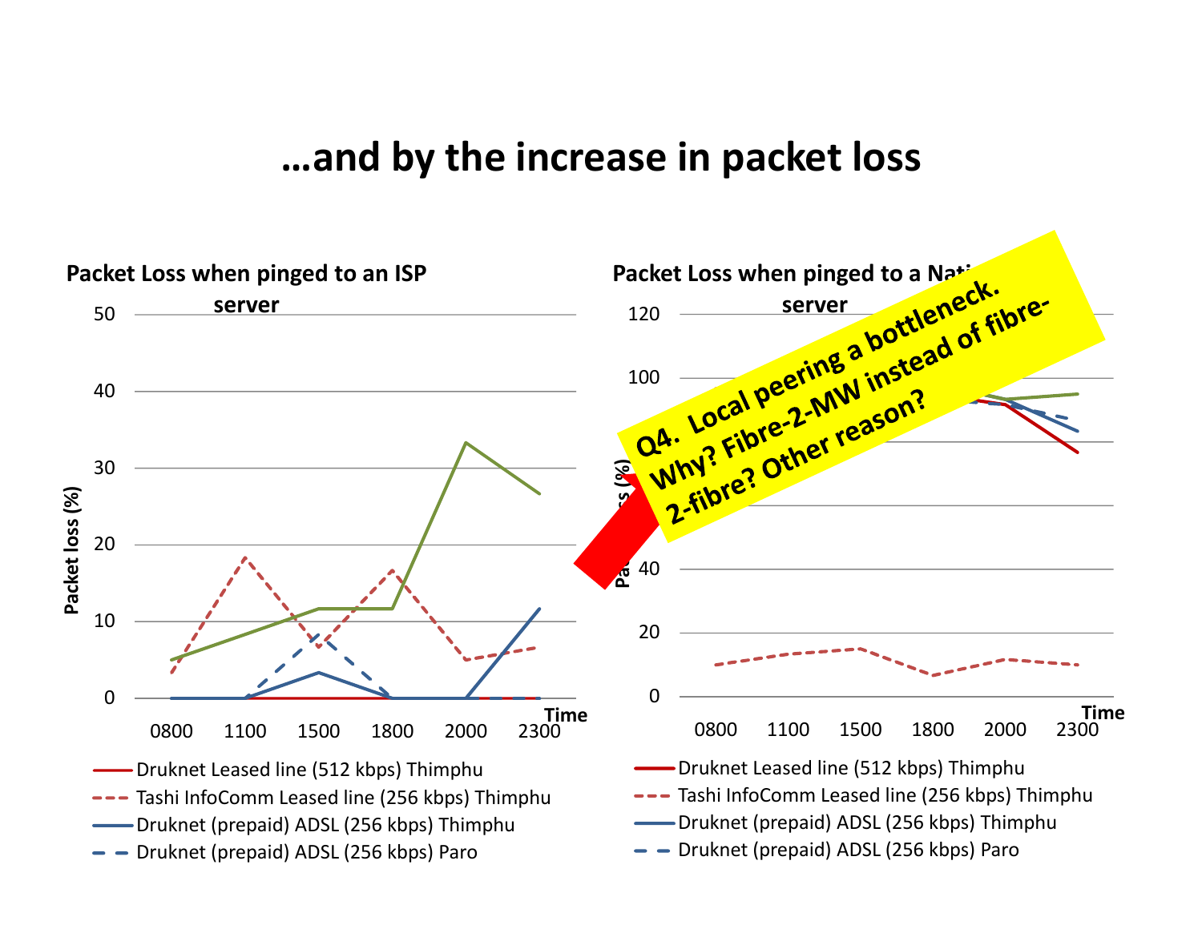# …and by the increase in packet loss

**Packet Loss when pinged to an ISP server**

Packet loss (%)

Time: 0800, 1100, 1500, 1800, 2000, 2300

- Druknet Leased line (512 kbps) Thimphu
- Tashi InfoComm Leased line (256 kbps) Thimphu
- Druknet (prepaid) ADSL (256 kbps) Thimphu
- Druknet (prepaid) ADSL (256 kbps) Paro

**Packet Loss when pinged to a National server**

Packet loss (%)

Time: 0800, 1100, 1500, 1800, 2000, 2300

- Druknet Leased line (512 kbps) Thimphu
- Tashi InfoComm Leased line (256 kbps) Thimphu
- Druknet (prepaid) ADSL (256 kbps) Thimphu
- Druknet (prepaid) ADSL (256 kbps) Paro

**Q4. Local peering a bottleneck. Why? Fibre-2-MW instead of fibre-2-fibre? Other reason?**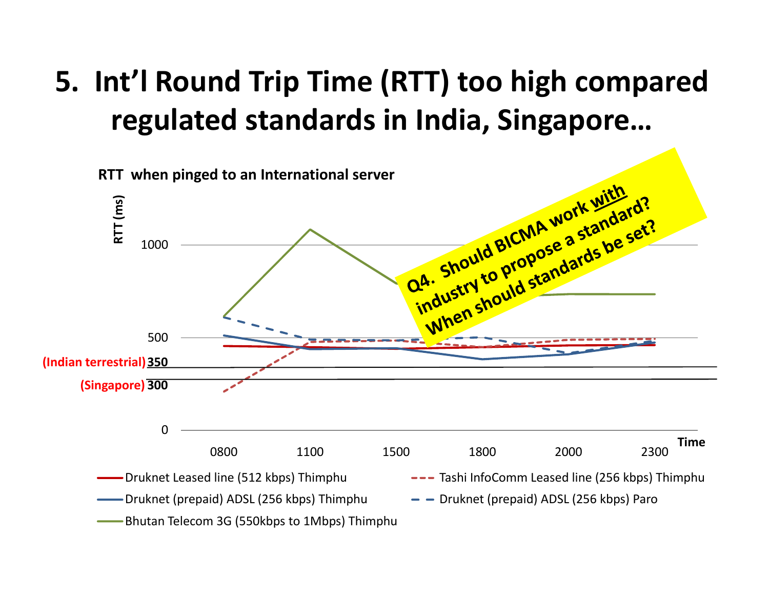# 5. Int'l Round Trip Time (RTT) too high compared regulated standards in India, Singapore…

**RTT when pinged to an International server**

RTT (ms)

1000

500

(Indian terrestrial) 350

(Singapore) 300

0

0800 1100 1500 1800 2000 2300

Time

- Druknet Leased line (512 kbps) Thimphu
- Tashi InfoComm Leased line (256 kbps) Thimphu
- Druknet (prepaid) ADSL (256 kbps) Thimphu
- Druknet (prepaid) ADSL (256 kbps) Paro
- Bhutan Telecom 3G (550kbps to 1Mbps) Thimphu

**Q4. Should BICMA work with industry to propose a standard? When should standards be set?**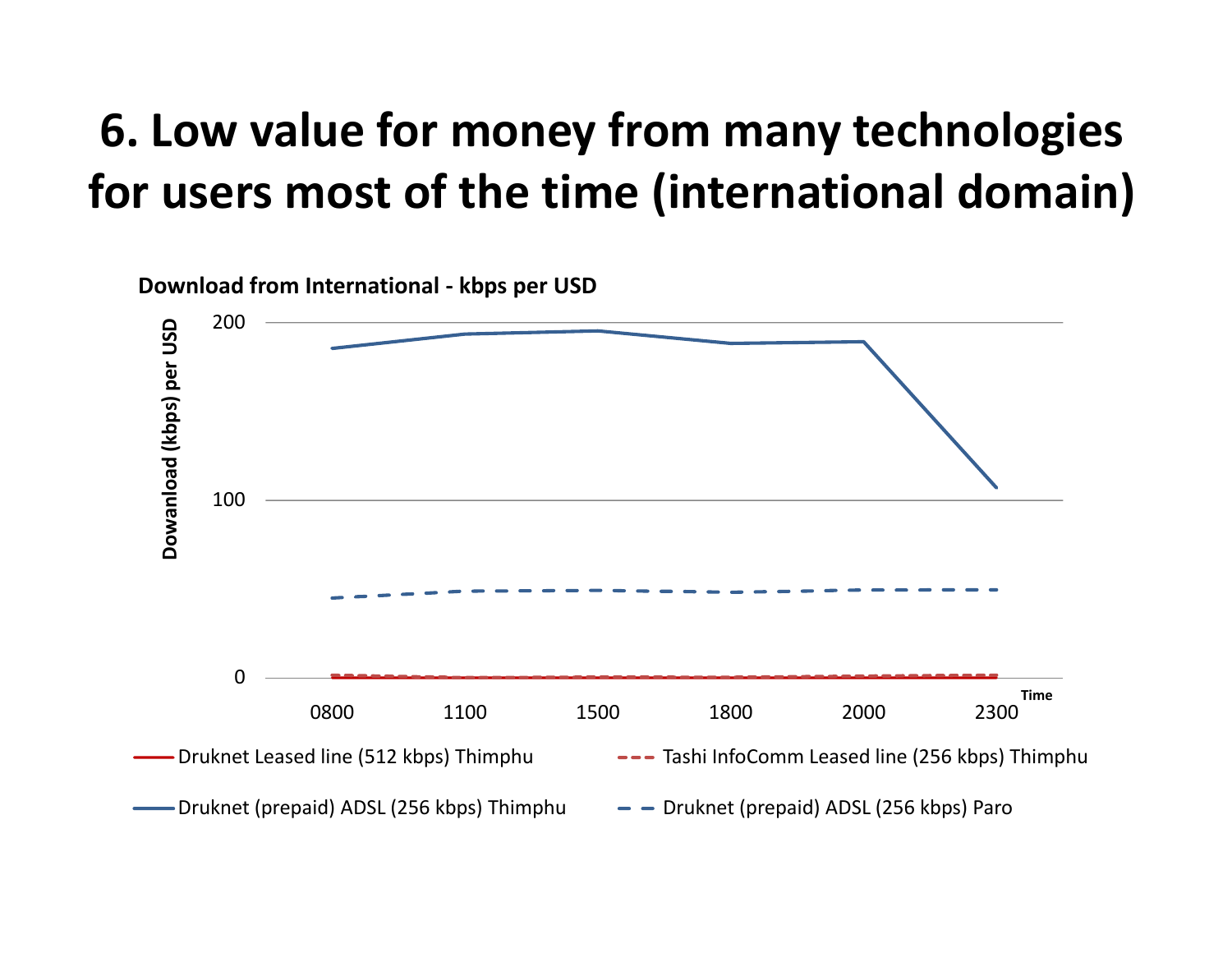# 6. Low value for money from many technologies for users most of the time (international domain)

**Download from International - kbps per USD**

Dowanload (kbps) per USD

200

100

0

0800 1100 1500 1800 2000 2300

Time

Druknet Leased line (512 kbps) Thimphu

Tashi InfoComm Leased line (256 kbps) Thimphu

Druknet (prepaid) ADSL (256 kbps) Thimphu

Druknet (prepaid) ADSL (256 kbps) Paro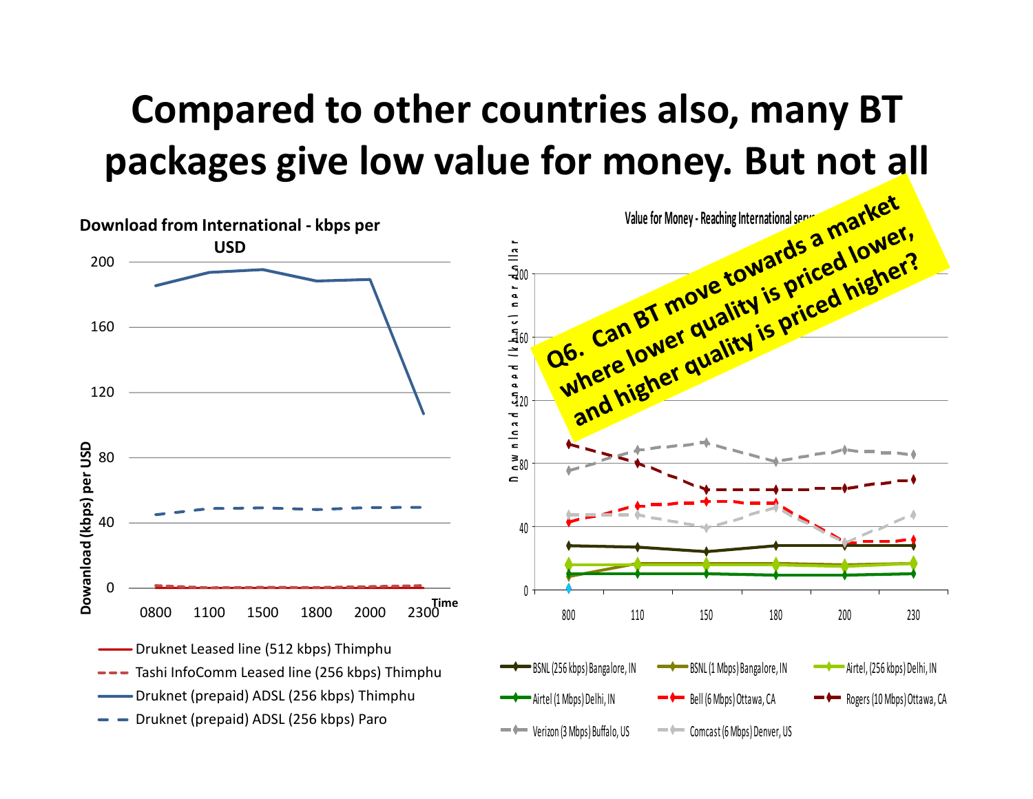# Compared to other countries also, many BT packages give low value for money. But not all

**Download from International - kbps per USD**

Dowanload (kbps) per USD

200

160

120

80

40

0

0800 1100 1500 1800 2000 2300

Time

- Druknet Leased line (512 kbps) Thimphu
- Tashi InfoComm Leased line (256 kbps) Thimphu
- Druknet (prepaid) ADSL (256 kbps) Thimphu
- Druknet (prepaid) ADSL (256 kbps) Paro

**Value for Money - Reaching International serv...**

Download speed (kbps) per dollar

200

160

120

80

40

0

800 110 150 180 200 230

- BSNL (256 kbps) Bangalore, IN
- BSNL (1 Mbps) Bangalore, IN
- Airtel, (256 kbps) Delhi, IN
- Airtel (1 Mbps) Delhi, IN
- Bell (6 Mbps) Ottawa, CA
- Rogers (10 Mbps) Ottawa, CA
- Verizon (3 Mbps) Buffalo, US
- Comcast (6 Mbps) Denver, US

**Q6. Can BT move towards a market where lower quality is priced lower, and higher quality is priced higher?**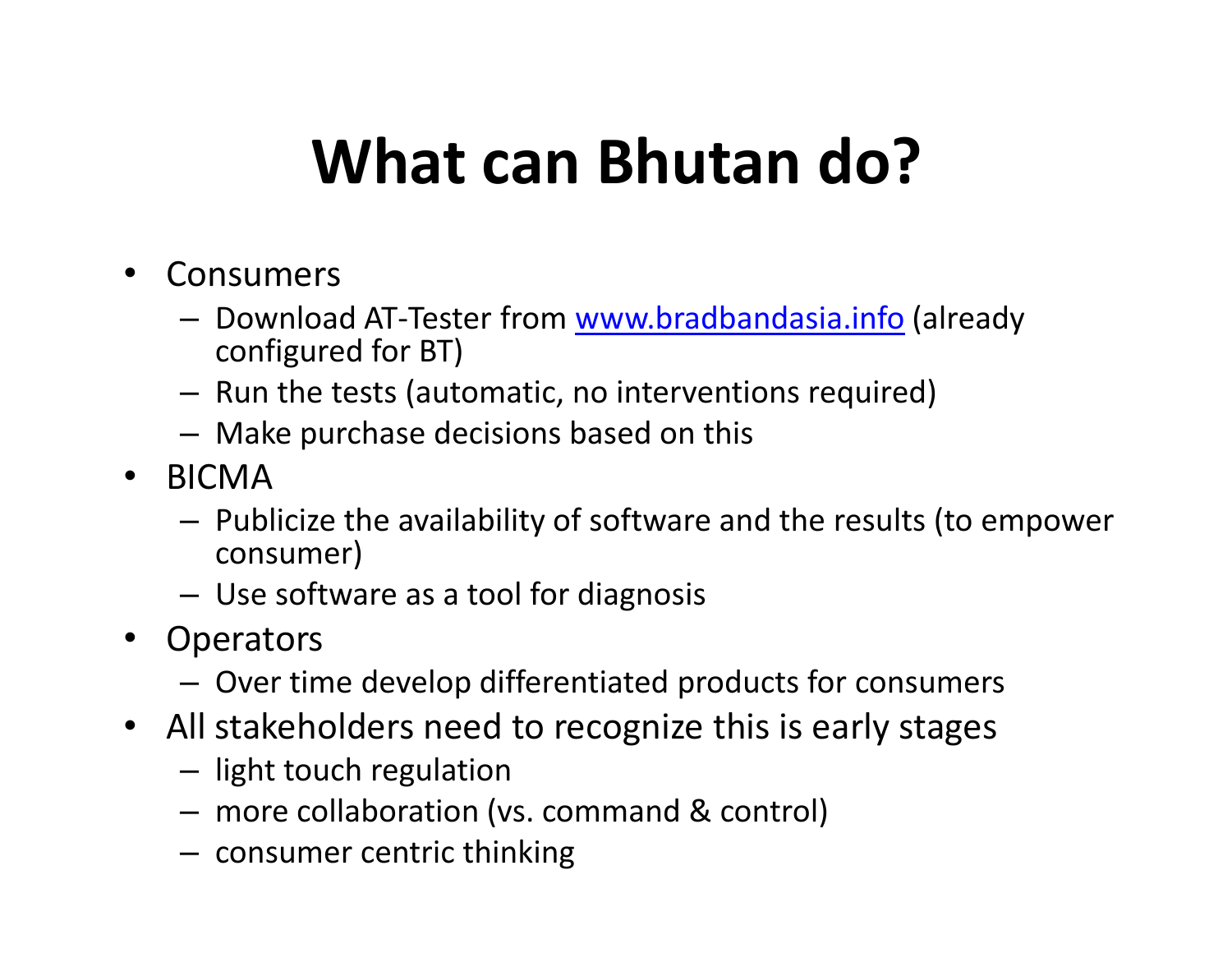# What can Bhutan do?

- Consumers
  - Download AT-Tester from [www.bradbandasia.info](http://www.bradbandasia.info) (already configured for BT)
  - Run the tests (automatic, no interventions required)
  - Make purchase decisions based on this
- BICMA
  - Publicize the availability of software and the results (to empower consumer)
  - Use software as a tool for diagnosis
- Operators
  - Over time develop differentiated products for consumers
- All stakeholders need to recognize this is early stages
  - light touch regulation
  - more collaboration (vs. command & control)
  - consumer centric thinking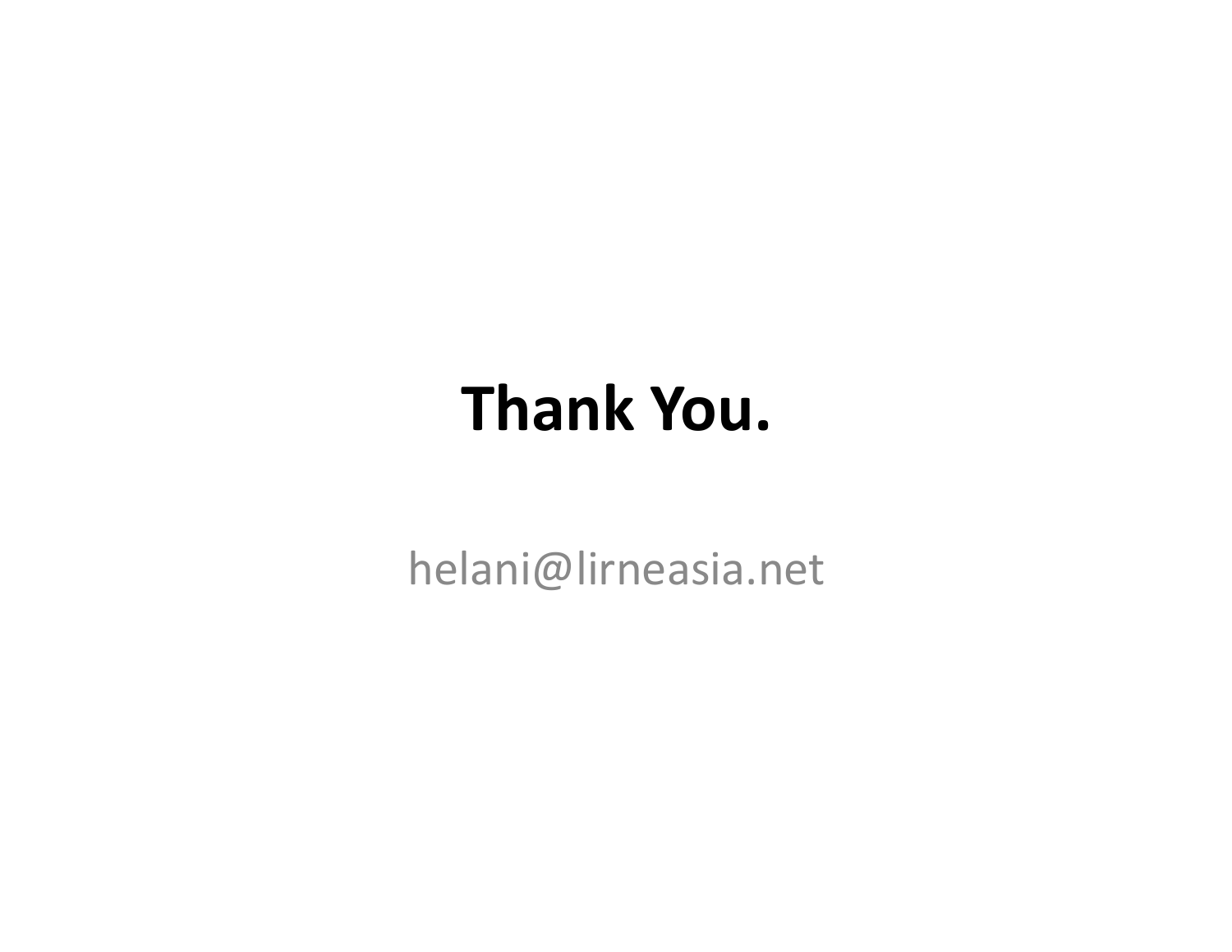# Thank You.

helani@lirneasia.net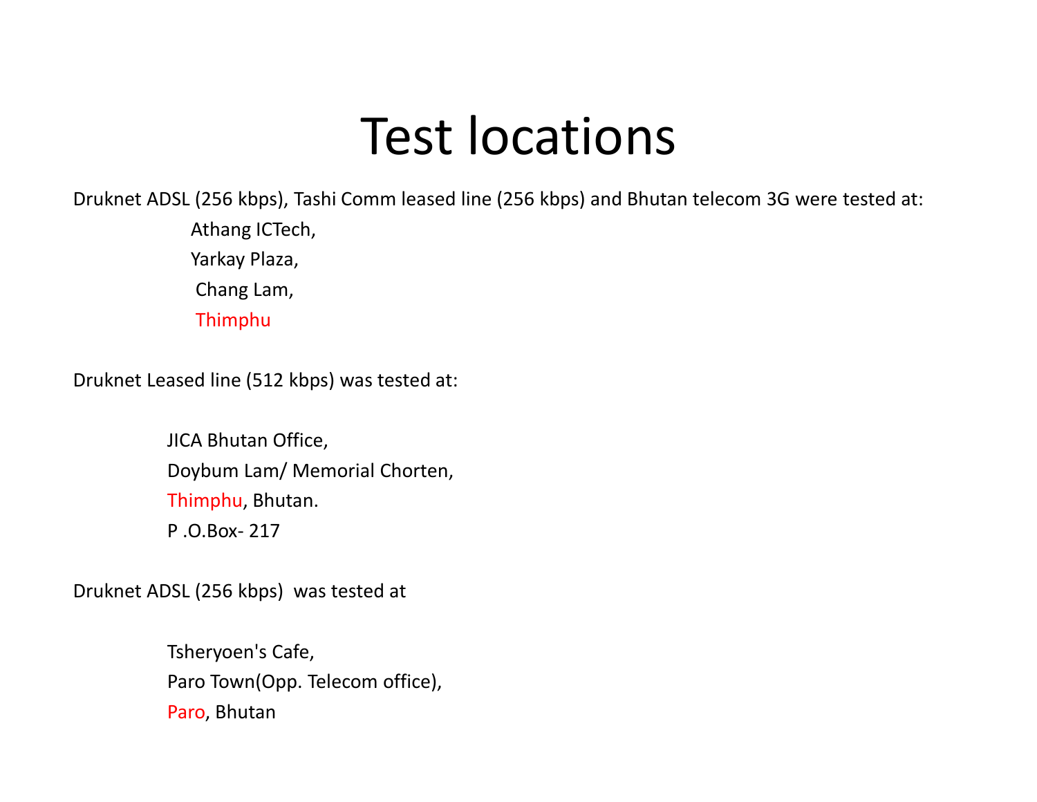# Test locations

Druknet ADSL (256 kbps), Tashi Comm leased line (256 kbps) and Bhutan telecom 3G were tested at:

Athang ICTech,
Yarkay Plaza,
Chang Lam,
Thimphu

Druknet Leased line (512 kbps) was tested at:

JICA Bhutan Office,
Doybum Lam/ Memorial Chorten,
Thimphu, Bhutan.
P .O.Box- 217

Druknet ADSL (256 kbps) was tested at

Tsheryoen's Cafe,
Paro Town(Opp. Telecom office),
Paro, Bhutan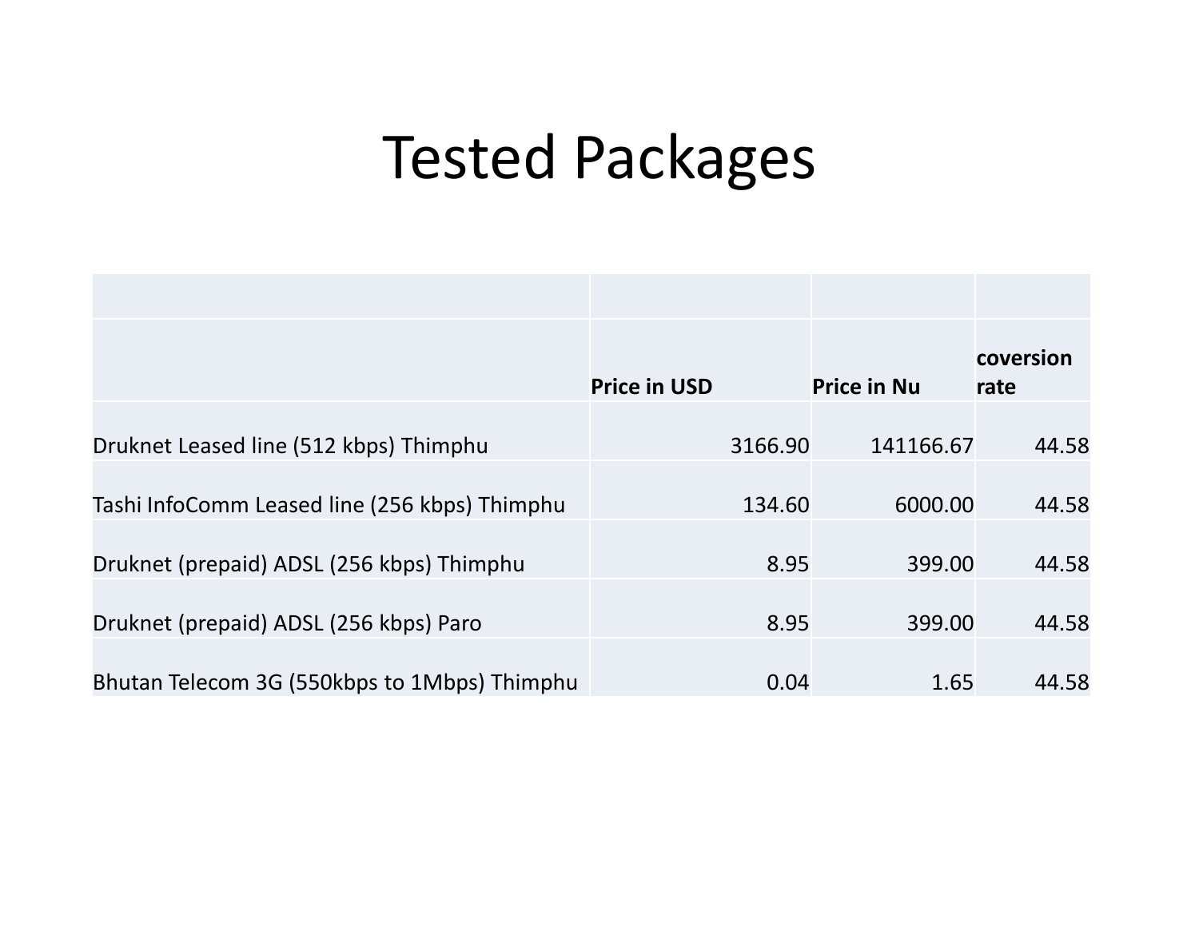# Tested Packages

| | Price in USD | Price in Nu | coversion rate |
|---|---|---|---|
| Druknet Leased line (512 kbps) Thimphu | 3166.90 | 141166.67 | 44.58 |
| Tashi InfoComm Leased line (256 kbps) Thimphu | 134.60 | 6000.00 | 44.58 |
| Druknet (prepaid) ADSL (256 kbps) Thimphu | 8.95 | 399.00 | 44.58 |
| Druknet (prepaid) ADSL (256 kbps) Paro | 8.95 | 399.00 | 44.58 |
| Bhutan Telecom 3G (550kbps to 1Mbps) Thimphu | 0.04 | 1.65 | 44.58 |